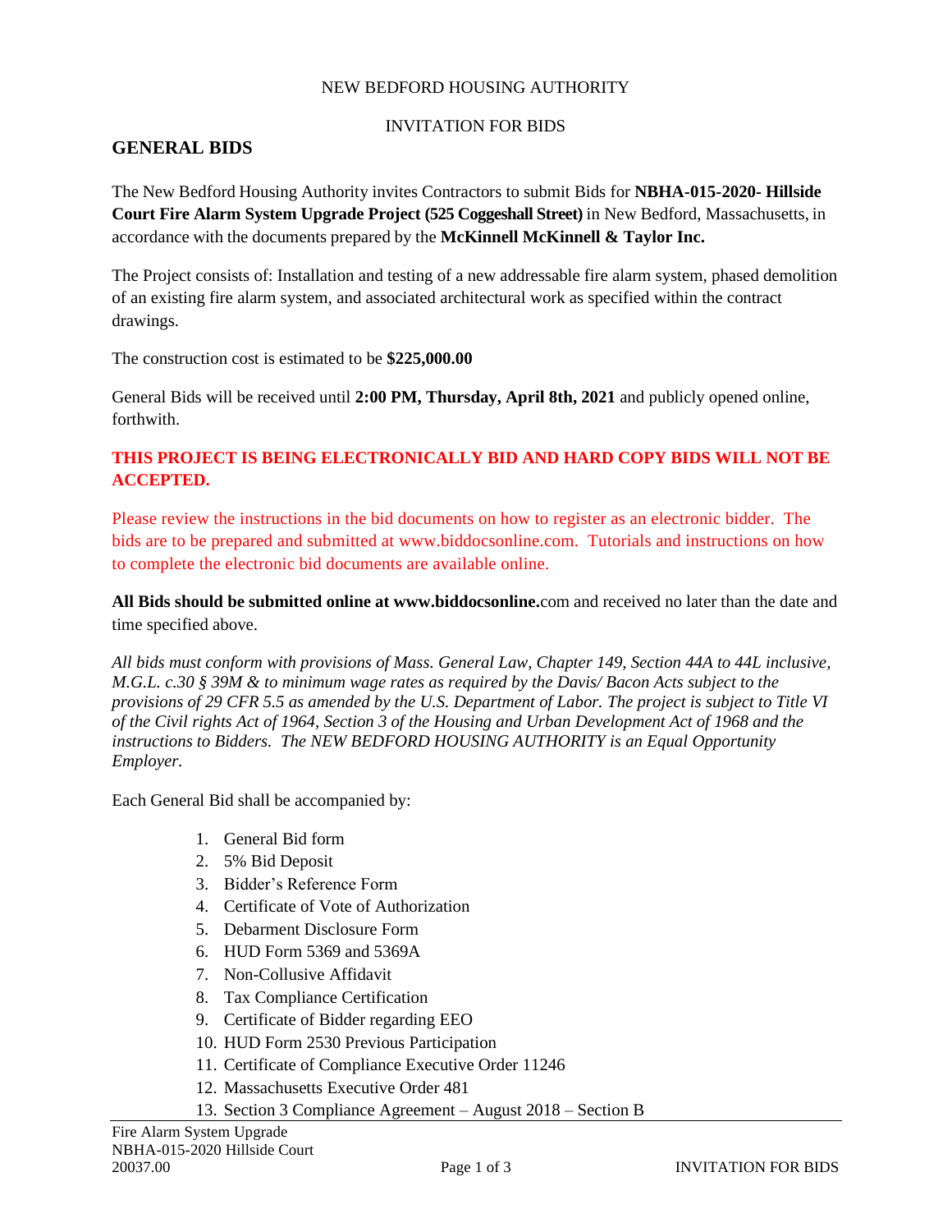NEW BEDFORD HOUSING AUTHORITY

INVITATION FOR BIDS

## GENERAL BIDS

The New Bedford Housing Authority invites Contractors to submit Bids for **NBHA-015-2020- Hillside Court Fire Alarm System Upgrade Project (525 Coggeshall Street)** in New Bedford, Massachusetts, in accordance with the documents prepared by the **McKinnell McKinnell & Taylor Inc.**

The Project consists of: Installation and testing of a new addressable fire alarm system, phased demolition of an existing fire alarm system, and associated architectural work as specified within the contract drawings.

The construction cost is estimated to be **$225,000.00**

General Bids will be received until **2:00 PM, Thursday, April 8th, 2021** and publicly opened online, forthwith.

**THIS PROJECT IS BEING ELECTRONICALLY BID AND HARD COPY BIDS WILL NOT BE ACCEPTED.**

Please review the instructions in the bid documents on how to register as an electronic bidder. The bids are to be prepared and submitted at www.biddocsonline.com. Tutorials and instructions on how to complete the electronic bid documents are available online.

**All Bids should be submitted online at www.biddocsonline.**com and received no later than the date and time specified above.

*All bids must conform with provisions of Mass. General Law, Chapter 149, Section 44A to 44L inclusive, M.G.L. c.30 § 39M & to minimum wage rates as required by the Davis/ Bacon Acts subject to the provisions of 29 CFR 5.5 as amended by the U.S. Department of Labor. The project is subject to Title VI of the Civil rights Act of 1964, Section 3 of the Housing and Urban Development Act of 1968 and the instructions to Bidders. The NEW BEDFORD HOUSING AUTHORITY is an Equal Opportunity Employer.*

Each General Bid shall be accompanied by:

1. General Bid form
2. 5% Bid Deposit
3. Bidder's Reference Form
4. Certificate of Vote of Authorization
5. Debarment Disclosure Form
6. HUD Form 5369 and 5369A
7. Non-Collusive Affidavit
8. Tax Compliance Certification
9. Certificate of Bidder regarding EEO
10. HUD Form 2530 Previous Participation
11. Certificate of Compliance Executive Order 11246
12. Massachusetts Executive Order 481
13. Section 3 Compliance Agreement – August 2018 – Section B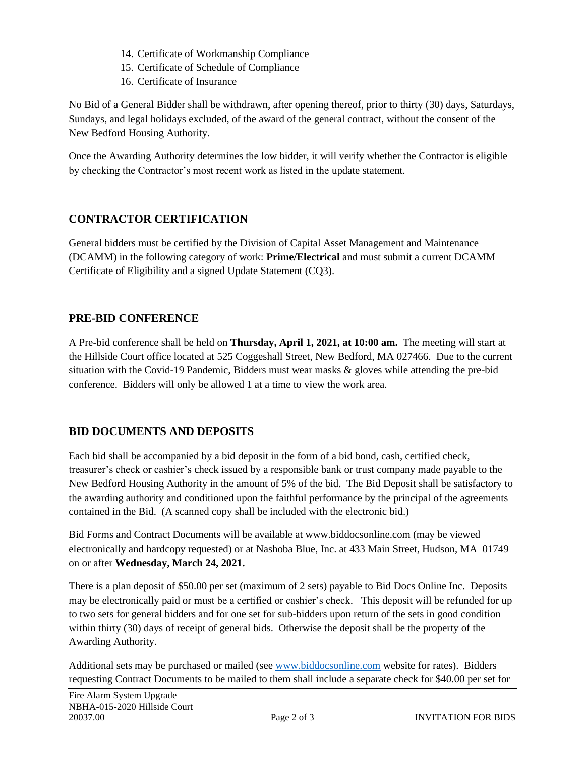14. Certificate of Workmanship Compliance
15. Certificate of Schedule of Compliance
16. Certificate of Insurance

No Bid of a General Bidder shall be withdrawn, after opening thereof, prior to thirty (30) days, Saturdays, Sundays, and legal holidays excluded, of the award of the general contract, without the consent of the New Bedford Housing Authority.

Once the Awarding Authority determines the low bidder, it will verify whether the Contractor is eligible by checking the Contractor's most recent work as listed in the update statement.

## CONTRACTOR CERTIFICATION

General bidders must be certified by the Division of Capital Asset Management and Maintenance (DCAMM) in the following category of work: **Prime/Electrical** and must submit a current DCAMM Certificate of Eligibility and a signed Update Statement (CQ3).

## PRE-BID CONFERENCE

A Pre-bid conference shall be held on **Thursday, April 1, 2021, at 10:00 am.** The meeting will start at the Hillside Court office located at 525 Coggeshall Street, New Bedford, MA 027466. Due to the current situation with the Covid-19 Pandemic, Bidders must wear masks & gloves while attending the pre-bid conference. Bidders will only be allowed 1 at a time to view the work area.

## BID DOCUMENTS AND DEPOSITS

Each bid shall be accompanied by a bid deposit in the form of a bid bond, cash, certified check, treasurer's check or cashier's check issued by a responsible bank or trust company made payable to the New Bedford Housing Authority in the amount of 5% of the bid. The Bid Deposit shall be satisfactory to the awarding authority and conditioned upon the faithful performance by the principal of the agreements contained in the Bid. (A scanned copy shall be included with the electronic bid.)

Bid Forms and Contract Documents will be available at www.biddocsonline.com (may be viewed electronically and hardcopy requested) or at Nashoba Blue, Inc. at 433 Main Street, Hudson, MA 01749 on or after **Wednesday, March 24, 2021.**

There is a plan deposit of $50.00 per set (maximum of 2 sets) payable to Bid Docs Online Inc. Deposits may be electronically paid or must be a certified or cashier's check. This deposit will be refunded for up to two sets for general bidders and for one set for sub-bidders upon return of the sets in good condition within thirty (30) days of receipt of general bids. Otherwise the deposit shall be the property of the Awarding Authority.

Additional sets may be purchased or mailed (see www.biddocsonline.com website for rates). Bidders requesting Contract Documents to be mailed to them shall include a separate check for $40.00 per set for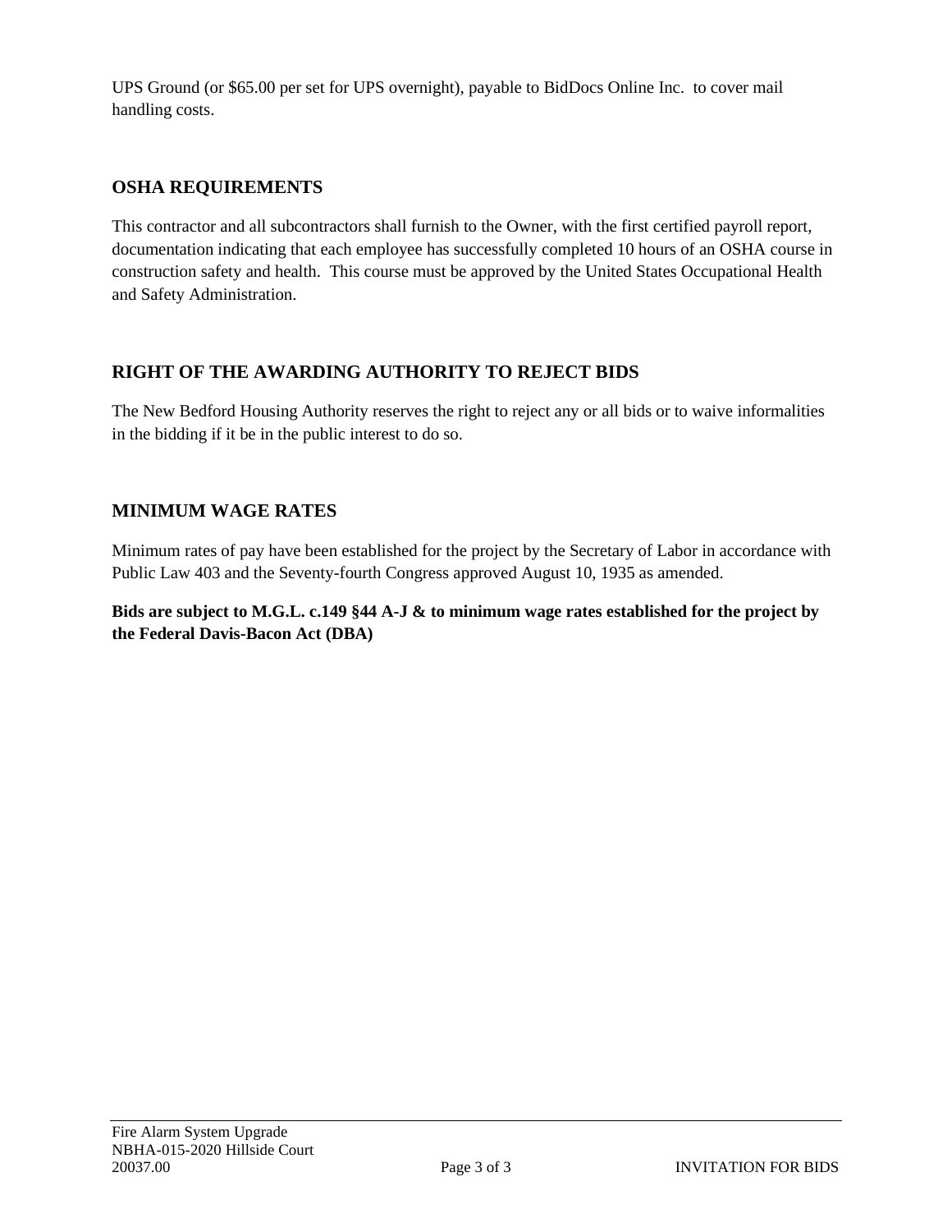UPS Ground (or $65.00 per set for UPS overnight), payable to BidDocs Online Inc. to cover mail handling costs.

## OSHA REQUIREMENTS

This contractor and all subcontractors shall furnish to the Owner, with the first certified payroll report, documentation indicating that each employee has successfully completed 10 hours of an OSHA course in construction safety and health. This course must be approved by the United States Occupational Health and Safety Administration.

## RIGHT OF THE AWARDING AUTHORITY TO REJECT BIDS

The New Bedford Housing Authority reserves the right to reject any or all bids or to waive informalities in the bidding if it be in the public interest to do so.

## MINIMUM WAGE RATES

Minimum rates of pay have been established for the project by the Secretary of Labor in accordance with Public Law 403 and the Seventy-fourth Congress approved August 10, 1935 as amended.

**Bids are subject to M.G.L. c.149 §44 A-J & to minimum wage rates established for the project by the Federal Davis-Bacon Act (DBA)**